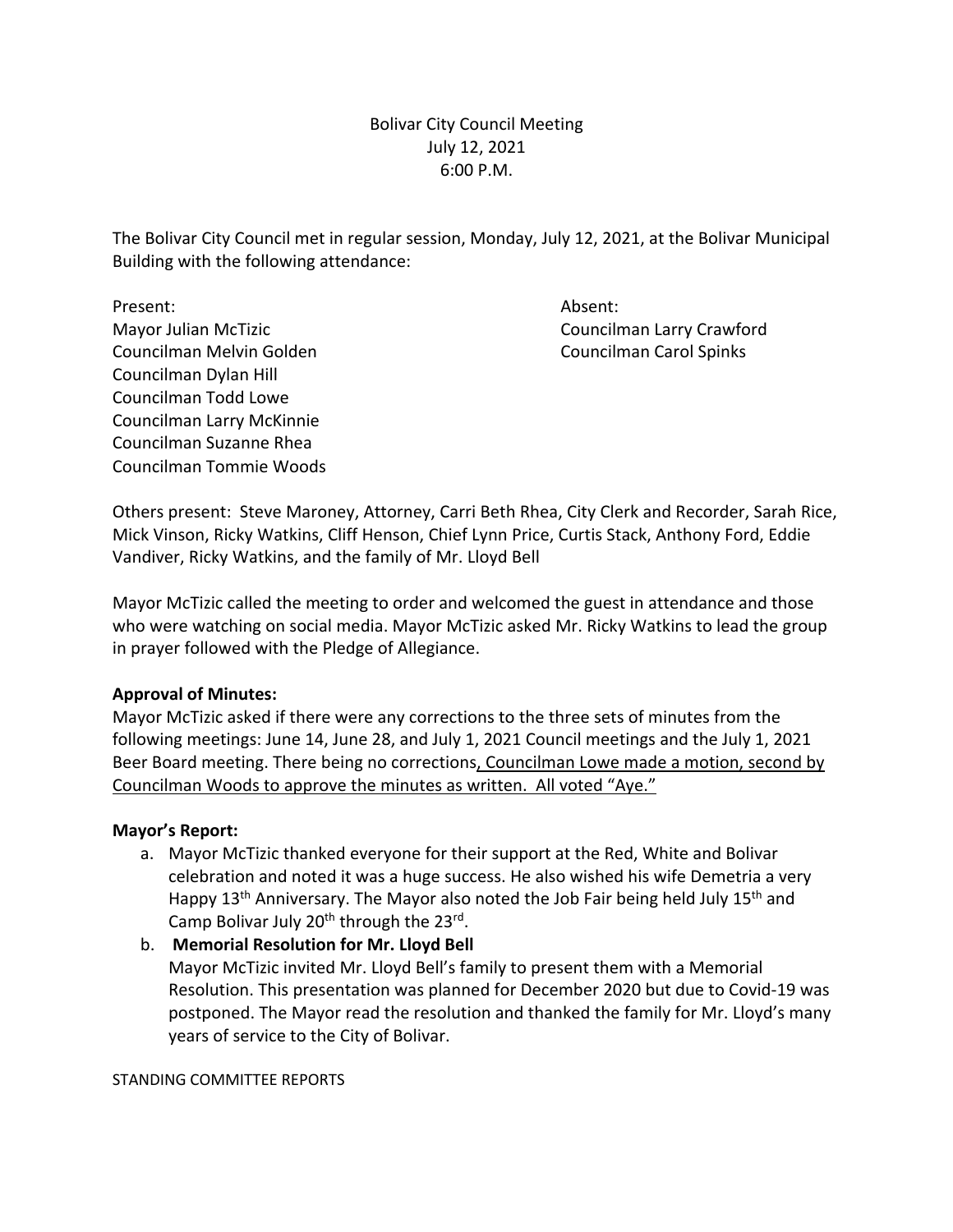Bolivar City Council Meeting
July 12, 2021
6:00 P.M.

The Bolivar City Council met in regular session, Monday, July 12, 2021, at the Bolivar Municipal Building with the following attendance:

Present:
Mayor Julian McTizic
Councilman Melvin Golden
Councilman Dylan Hill
Councilman Todd Lowe
Councilman Larry McKinnie
Councilman Suzanne Rhea
Councilman Tommie Woods

Absent:
Councilman Larry Crawford
Councilman Carol Spinks

Others present: Steve Maroney, Attorney, Carri Beth Rhea, City Clerk and Recorder, Sarah Rice, Mick Vinson, Ricky Watkins, Cliff Henson, Chief Lynn Price, Curtis Stack, Anthony Ford, Eddie Vandiver, Ricky Watkins, and the family of Mr. Lloyd Bell

Mayor McTizic called the meeting to order and welcomed the guest in attendance and those who were watching on social media. Mayor McTizic asked Mr. Ricky Watkins to lead the group in prayer followed with the Pledge of Allegiance.

**Approval of Minutes:**
Mayor McTizic asked if there were any corrections to the three sets of minutes from the following meetings: June 14, June 28, and July 1, 2021 Council meetings and the July 1, 2021 Beer Board meeting. There being no corrections, Councilman Lowe made a motion, second by Councilman Woods to approve the minutes as written. All voted "Aye."

**Mayor's Report:**

a. Mayor McTizic thanked everyone for their support at the Red, White and Bolivar celebration and noted it was a huge success. He also wished his wife Demetria a very Happy 13th Anniversary. The Mayor also noted the Job Fair being held July 15th and Camp Bolivar July 20th through the 23rd.
b. **Memorial Resolution for Mr. Lloyd Bell**
Mayor McTizic invited Mr. Lloyd Bell's family to present them with a Memorial Resolution. This presentation was planned for December 2020 but due to Covid-19 was postponed. The Mayor read the resolution and thanked the family for Mr. Lloyd's many years of service to the City of Bolivar.

STANDING COMMITTEE REPORTS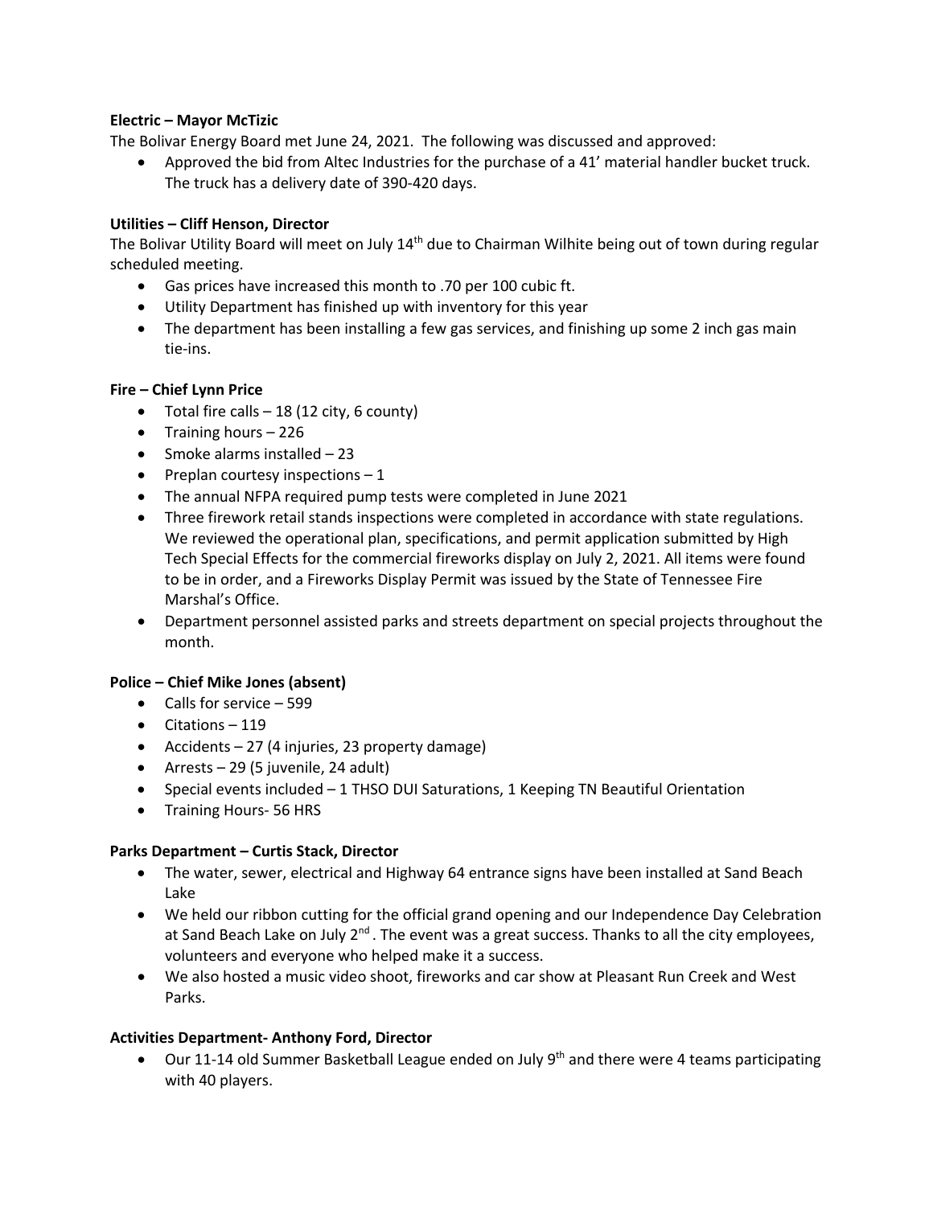**Electric – Mayor McTizic**

The Bolivar Energy Board met June 24, 2021. The following was discussed and approved:

- Approved the bid from Altec Industries for the purchase of a 41' material handler bucket truck. The truck has a delivery date of 390-420 days.

**Utilities – Cliff Henson, Director**

The Bolivar Utility Board will meet on July 14th due to Chairman Wilhite being out of town during regular scheduled meeting.

- Gas prices have increased this month to .70 per 100 cubic ft.
- Utility Department has finished up with inventory for this year
- The department has been installing a few gas services, and finishing up some 2 inch gas main tie-ins.

**Fire – Chief Lynn Price**

- Total fire calls – 18 (12 city, 6 county)
- Training hours – 226
- Smoke alarms installed – 23
- Preplan courtesy inspections – 1
- The annual NFPA required pump tests were completed in June 2021
- Three firework retail stands inspections were completed in accordance with state regulations. We reviewed the operational plan, specifications, and permit application submitted by High Tech Special Effects for the commercial fireworks display on July 2, 2021. All items were found to be in order, and a Fireworks Display Permit was issued by the State of Tennessee Fire Marshal's Office.
- Department personnel assisted parks and streets department on special projects throughout the month.

**Police – Chief Mike Jones (absent)**

- Calls for service – 599
- Citations – 119
- Accidents – 27 (4 injuries, 23 property damage)
- Arrests – 29 (5 juvenile, 24 adult)
- Special events included – 1 THSO DUI Saturations, 1 Keeping TN Beautiful Orientation
- Training Hours- 56 HRS

**Parks Department – Curtis Stack, Director**

- The water, sewer, electrical and Highway 64 entrance signs have been installed at Sand Beach Lake
- We held our ribbon cutting for the official grand opening and our Independence Day Celebration at Sand Beach Lake on July 2nd. The event was a great success. Thanks to all the city employees, volunteers and everyone who helped make it a success.
- We also hosted a music video shoot, fireworks and car show at Pleasant Run Creek and West Parks.

**Activities Department- Anthony Ford, Director**

- Our 11-14 old Summer Basketball League ended on July 9th and there were 4 teams participating with 40 players.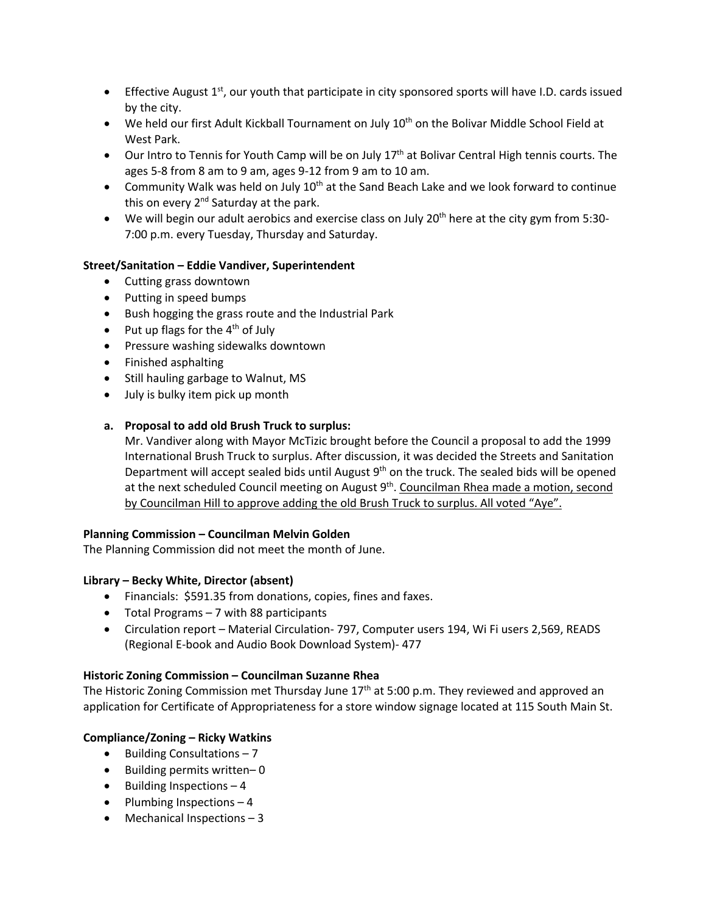- Effective August 1st, our youth that participate in city sponsored sports will have I.D. cards issued by the city.
- We held our first Adult Kickball Tournament on July 10th on the Bolivar Middle School Field at West Park.
- Our Intro to Tennis for Youth Camp will be on July 17th at Bolivar Central High tennis courts. The ages 5-8 from 8 am to 9 am, ages 9-12 from 9 am to 10 am.
- Community Walk was held on July 10th at the Sand Beach Lake and we look forward to continue this on every 2nd Saturday at the park.
- We will begin our adult aerobics and exercise class on July 20th here at the city gym from 5:30-7:00 p.m. every Tuesday, Thursday and Saturday.

**Street/Sanitation – Eddie Vandiver, Superintendent**

- Cutting grass downtown
- Putting in speed bumps
- Bush hogging the grass route and the Industrial Park
- Put up flags for the 4th of July
- Pressure washing sidewalks downtown
- Finished asphalting
- Still hauling garbage to Walnut, MS
- July is bulky item pick up month

**a. Proposal to add old Brush Truck to surplus:**

Mr. Vandiver along with Mayor McTizic brought before the Council a proposal to add the 1999 International Brush Truck to surplus. After discussion, it was decided the Streets and Sanitation Department will accept sealed bids until August 9th on the truck. The sealed bids will be opened at the next scheduled Council meeting on August 9th. Councilman Rhea made a motion, second by Councilman Hill to approve adding the old Brush Truck to surplus. All voted "Aye".

**Planning Commission – Councilman Melvin Golden**

The Planning Commission did not meet the month of June.

**Library – Becky White, Director (absent)**

- Financials: $591.35 from donations, copies, fines and faxes.
- Total Programs – 7 with 88 participants
- Circulation report – Material Circulation- 797, Computer users 194, Wi Fi users 2,569, READS (Regional E-book and Audio Book Download System)- 477

**Historic Zoning Commission – Councilman Suzanne Rhea**

The Historic Zoning Commission met Thursday June 17th at 5:00 p.m. They reviewed and approved an application for Certificate of Appropriateness for a store window signage located at 115 South Main St.

**Compliance/Zoning – Ricky Watkins**

- Building Consultations – 7
- Building permits written– 0
- Building Inspections – 4
- Plumbing Inspections – 4
- Mechanical Inspections – 3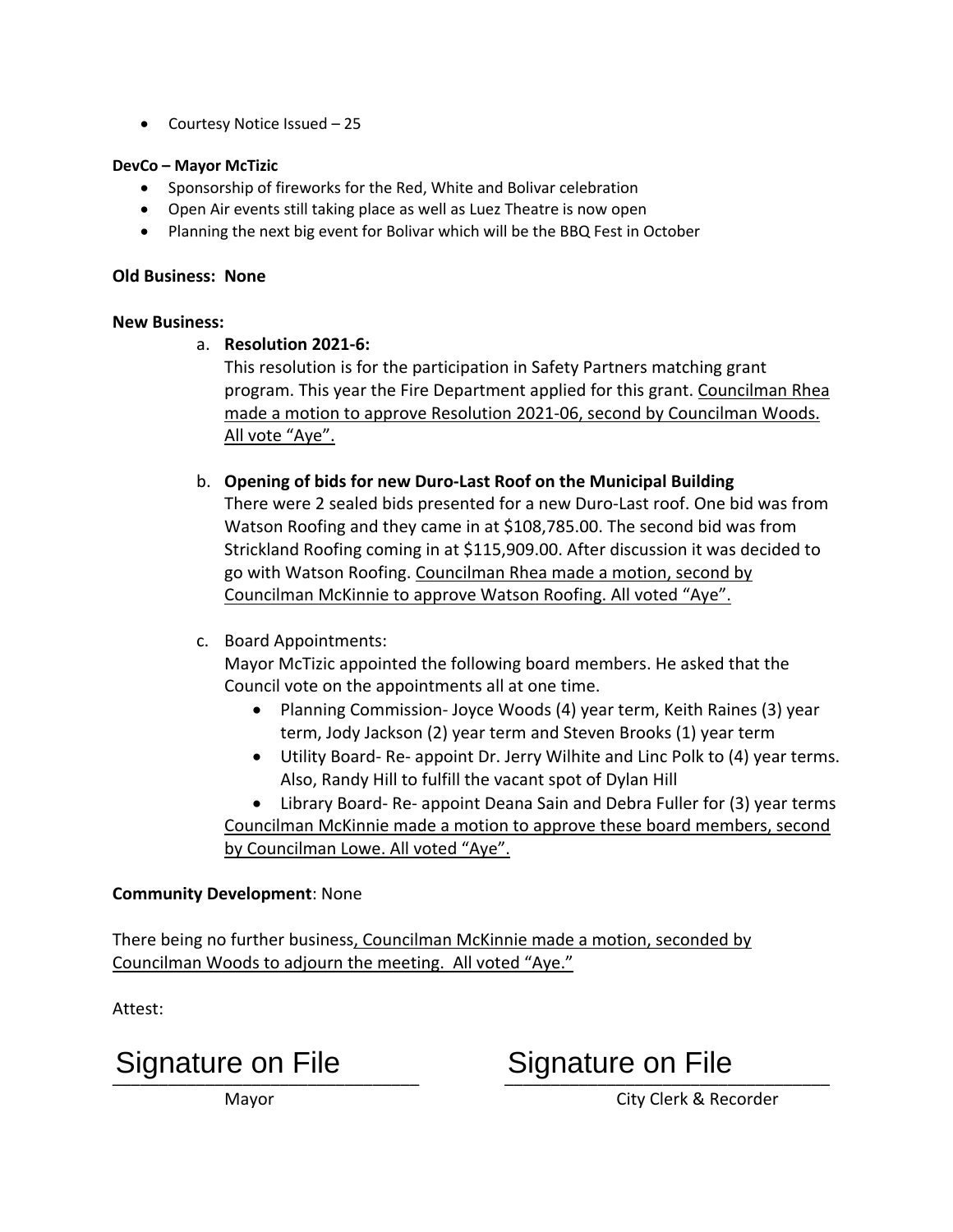- Courtesy Notice Issued – 25

**DevCo – Mayor McTizic**

- Sponsorship of fireworks for the Red, White and Bolivar celebration
- Open Air events still taking place as well as Luez Theatre is now open
- Planning the next big event for Bolivar which will be the BBQ Fest in October

**Old Business: None**

**New Business:**

a. **Resolution 2021-6:**
This resolution is for the participation in Safety Partners matching grant program. This year the Fire Department applied for this grant. <u>Councilman Rhea made a motion to approve Resolution 2021-06, second by Councilman Woods. All vote "Aye".</u>

b. **Opening of bids for new Duro-Last Roof on the Municipal Building**
There were 2 sealed bids presented for a new Duro-Last roof. One bid was from Watson Roofing and they came in at $108,785.00. The second bid was from Strickland Roofing coming in at $115,909.00. After discussion it was decided to go with Watson Roofing. <u>Councilman Rhea made a motion, second by Councilman McKinnie to approve Watson Roofing. All voted "Aye".</u>

c. Board Appointments:
Mayor McTizic appointed the following board members. He asked that the Council vote on the appointments all at one time.
   - Planning Commission- Joyce Woods (4) year term, Keith Raines (3) year term, Jody Jackson (2) year term and Steven Brooks (1) year term
   - Utility Board- Re- appoint Dr. Jerry Wilhite and Linc Polk to (4) year terms. Also, Randy Hill to fulfill the vacant spot of Dylan Hill
   - Library Board- Re- appoint Deana Sain and Debra Fuller for (3) year terms

<u>Councilman McKinnie made a motion to approve these board members, second by Councilman Lowe. All voted "Aye".</u>

**Community Development**: None

There being no further business<u>, Councilman McKinnie made a motion, seconded by Councilman Woods to adjourn the meeting. All voted "Aye."</u>

Attest:

Signature on File ______________________ Mayor

Signature on File ______________________ City Clerk & Recorder